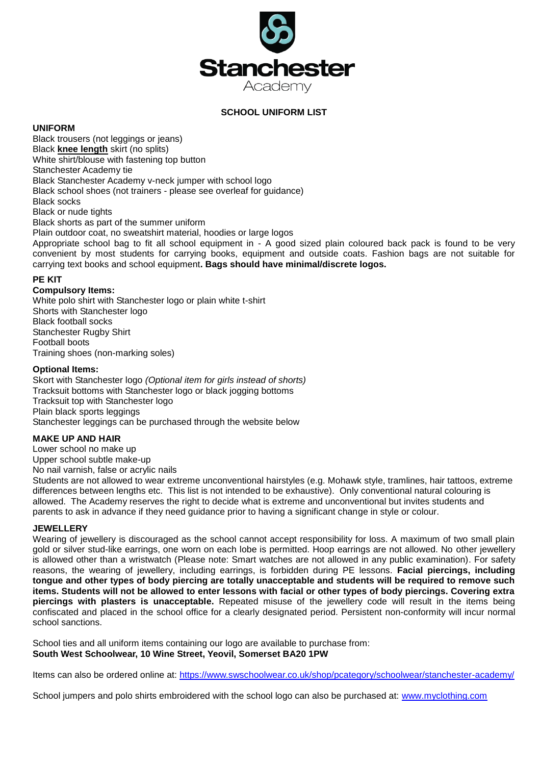**Stanchester**
Academy

## SCHOOL UNIFORM LIST

### UNIFORM

Black trousers (not leggings or jeans)
Black **knee length** skirt (no splits)
White shirt/blouse with fastening top button
Stanchester Academy tie
Black Stanchester Academy v-neck jumper with school logo
Black school shoes (not trainers - please see overleaf for guidance)
Black socks
Black or nude tights
Black shorts as part of the summer uniform
Plain outdoor coat, no sweatshirt material, hoodies or large logos
Appropriate school bag to fit all school equipment in - A good sized plain coloured back pack is found to be very convenient by most students for carrying books, equipment and outside coats. Fashion bags are not suitable for carrying text books and school equipment**. Bags should have minimal/discrete logos.**

### PE KIT

**Compulsory Items:**
White polo shirt with Stanchester logo or plain white t-shirt
Shorts with Stanchester logo
Black football socks
Stanchester Rugby Shirt
Football boots
Training shoes (non-marking soles)

**Optional Items:**
Skort with Stanchester logo *(Optional item for girls instead of shorts)*
Tracksuit bottoms with Stanchester logo or black jogging bottoms
Tracksuit top with Stanchester logo
Plain black sports leggings
Stanchester leggings can be purchased through the website below

### MAKE UP AND HAIR

Lower school no make up
Upper school subtle make-up
No nail varnish, false or acrylic nails
Students are not allowed to wear extreme unconventional hairstyles (e.g. Mohawk style, tramlines, hair tattoos, extreme differences between lengths etc. This list is not intended to be exhaustive). Only conventional natural colouring is allowed. The Academy reserves the right to decide what is extreme and unconventional but invites students and parents to ask in advance if they need guidance prior to having a significant change in style or colour.

### JEWELLERY

Wearing of jewellery is discouraged as the school cannot accept responsibility for loss. A maximum of two small plain gold or silver stud-like earrings, one worn on each lobe is permitted. Hoop earrings are not allowed. No other jewellery is allowed other than a wristwatch (Please note: Smart watches are not allowed in any public examination). For safety reasons, the wearing of jewellery, including earrings, is forbidden during PE lessons. **Facial piercings, including tongue and other types of body piercing are totally unacceptable and students will be required to remove such items. Students will not be allowed to enter lessons with facial or other types of body piercings. Covering extra piercings with plasters is unacceptable.** Repeated misuse of the jewellery code will result in the items being confiscated and placed in the school office for a clearly designated period. Persistent non-conformity will incur normal school sanctions.

School ties and all uniform items containing our logo are available to purchase from:
**South West Schoolwear, 10 Wine Street, Yeovil, Somerset BA20 1PW**

Items can also be ordered online at: https://www.swschoolwear.co.uk/shop/pcategory/schoolwear/stanchester-academy/

School jumpers and polo shirts embroidered with the school logo can also be purchased at: www.myclothing.com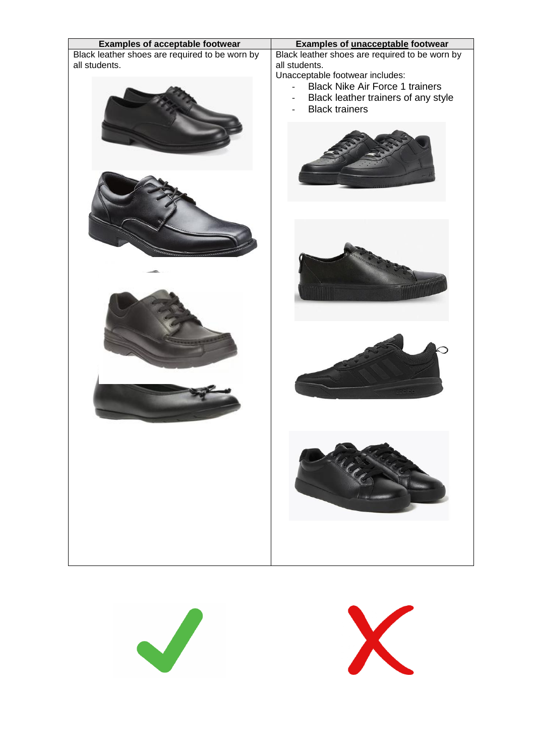| Examples of acceptable footwear | Examples of **unacceptable** footwear |
|---|---|
| Black leather shoes are required to be worn by all students. | Black leather shoes are required to be worn by all students.<br>Unacceptable footwear includes:<br>- Black Nike Air Force 1 trainers<br>- Black leather trainers of any style<br>- Black trainers |